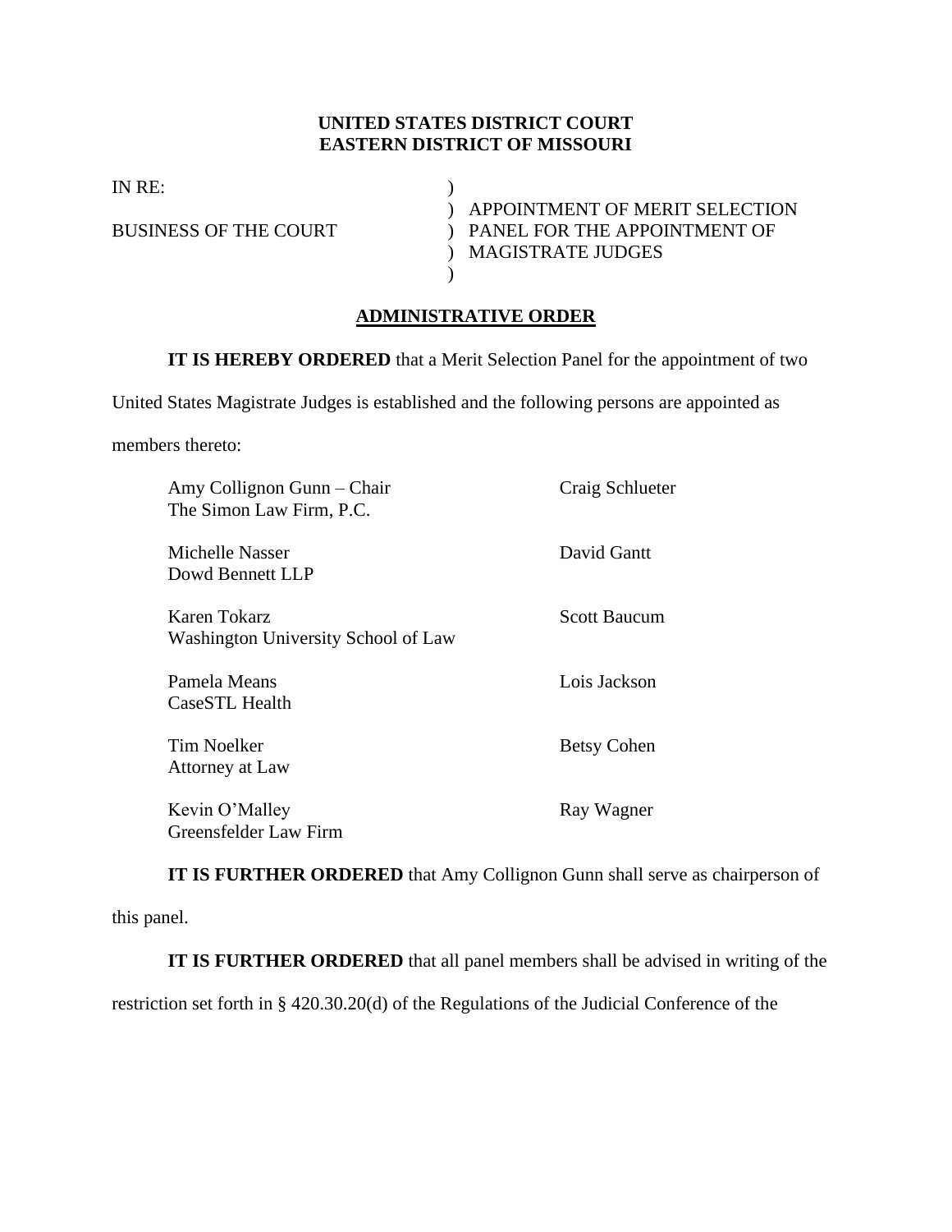**UNITED STATES DISTRICT COURT**
**EASTERN DISTRICT OF MISSOURI**

| | | |
|---|---|---|
| IN RE: | ) | |
| | ) | APPOINTMENT OF MERIT SELECTION |
| BUSINESS OF THE COURT | ) | PANEL FOR THE APPOINTMENT OF |
| | ) | MAGISTRATE JUDGES |
| | ) | |

## ADMINISTRATIVE ORDER

**IT IS HEREBY ORDERED** that a Merit Selection Panel for the appointment of two United States Magistrate Judges is established and the following persons are appointed as members thereto:

| | |
|---|---|
| Amy Collignon Gunn – Chair<br>The Simon Law Firm, P.C. | Craig Schlueter |
| Michelle Nasser<br>Dowd Bennett LLP | David Gantt |
| Karen Tokarz<br>Washington University School of Law | Scott Baucum |
| Pamela Means<br>CaseSTL Health | Lois Jackson |
| Tim Noelker<br>Attorney at Law | Betsy Cohen |
| Kevin O'Malley<br>Greensfelder Law Firm | Ray Wagner |

**IT IS FURTHER ORDERED** that Amy Collignon Gunn shall serve as chairperson of this panel.

**IT IS FURTHER ORDERED** that all panel members shall be advised in writing of the restriction set forth in § 420.30.20(d) of the Regulations of the Judicial Conference of the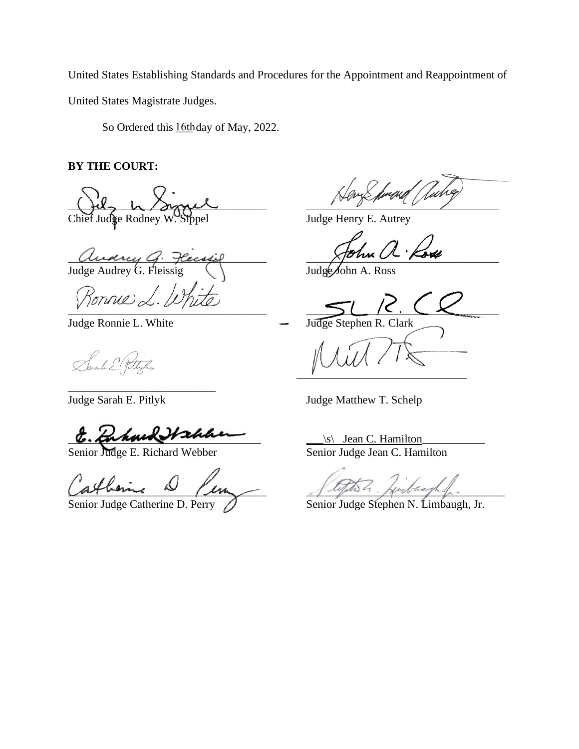United States Establishing Standards and Procedures for the Appointment and Reappointment of United States Magistrate Judges.

So Ordered this 16th day of May, 2022.

**BY THE COURT:**

Chief Judge Rodney W. Sippel

Judge Henry E. Autrey

Judge Audrey G. Fleissig

Judge John A. Ross

Judge Ronnie L. White

Judge Stephen R. Clark

Judge Sarah E. Pitlyk

Judge Matthew T. Schelp

Senior Judge E. Richard Webber

\s\ Jean C. Hamilton
Senior Judge Jean C. Hamilton

Senior Judge Catherine D. Perry

Senior Judge Stephen N. Limbaugh, Jr.